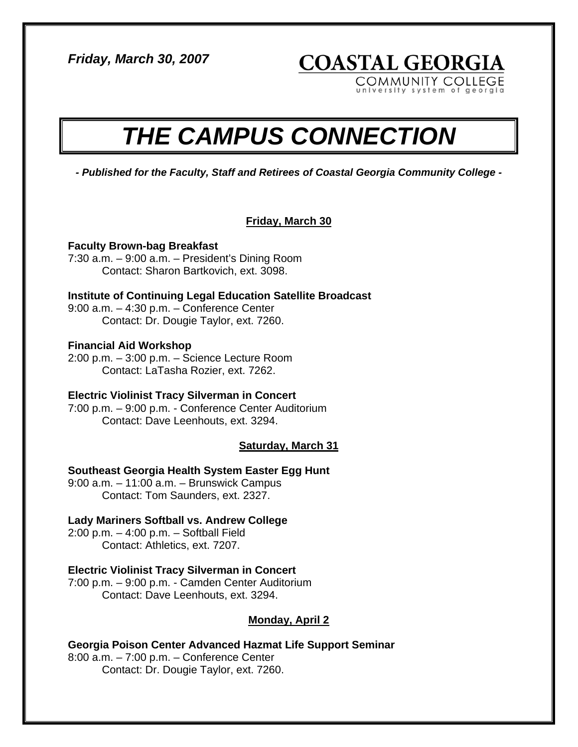*Friday, March 30, 2007*

**COASTAL GEORGIA**
COMMUNITY COLLEGE
university system of georgia

# *THE CAMPUS CONNECTION*

***- Published for the Faculty, Staff and Retirees of Coastal Georgia Community College -***

## Friday, March 30

**Faculty Brown-bag Breakfast**
7:30 a.m. – 9:00 a.m. – President's Dining Room
Contact: Sharon Bartkovich, ext. 3098.

**Institute of Continuing Legal Education Satellite Broadcast**
9:00 a.m. – 4:30 p.m. – Conference Center
Contact: Dr. Dougie Taylor, ext. 7260.

**Financial Aid Workshop**
2:00 p.m. – 3:00 p.m. – Science Lecture Room
Contact: LaTasha Rozier, ext. 7262.

**Electric Violinist Tracy Silverman in Concert**
7:00 p.m. – 9:00 p.m. - Conference Center Auditorium
Contact: Dave Leenhouts, ext. 3294.

## Saturday, March 31

**Southeast Georgia Health System Easter Egg Hunt**
9:00 a.m. – 11:00 a.m. – Brunswick Campus
Contact: Tom Saunders, ext. 2327.

**Lady Mariners Softball vs. Andrew College**
2:00 p.m. – 4:00 p.m. – Softball Field
Contact: Athletics, ext. 7207.

**Electric Violinist Tracy Silverman in Concert**
7:00 p.m. – 9:00 p.m. - Camden Center Auditorium
Contact: Dave Leenhouts, ext. 3294.

## Monday, April 2

**Georgia Poison Center Advanced Hazmat Life Support Seminar**
8:00 a.m. – 7:00 p.m. – Conference Center
Contact: Dr. Dougie Taylor, ext. 7260.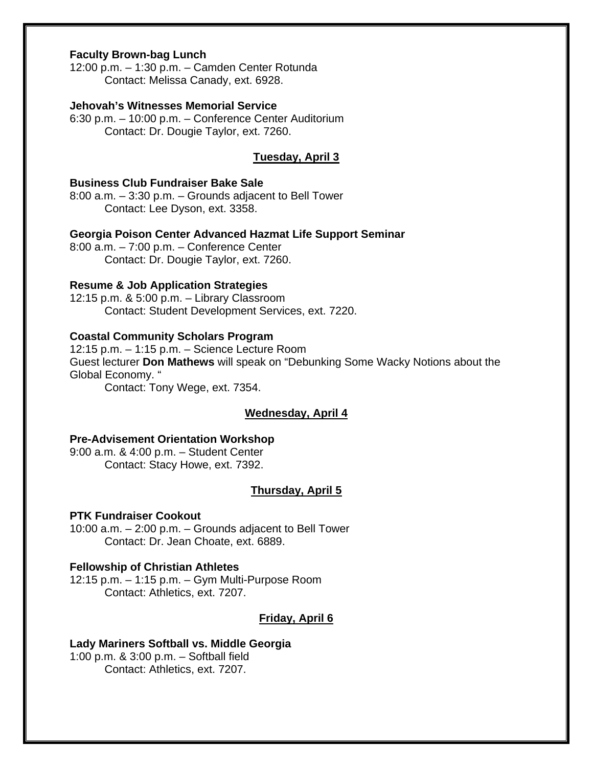**Faculty Brown-bag Lunch**
12:00 p.m. – 1:30 p.m. – Camden Center Rotunda
Contact: Melissa Canady, ext. 6928.

**Jehovah's Witnesses Memorial Service**
6:30 p.m. – 10:00 p.m. – Conference Center Auditorium
Contact: Dr. Dougie Taylor, ext. 7260.

## Tuesday, April 3

**Business Club Fundraiser Bake Sale**
8:00 a.m. – 3:30 p.m. – Grounds adjacent to Bell Tower
Contact: Lee Dyson, ext. 3358.

**Georgia Poison Center Advanced Hazmat Life Support Seminar**
8:00 a.m. – 7:00 p.m. – Conference Center
Contact: Dr. Dougie Taylor, ext. 7260.

**Resume & Job Application Strategies**
12:15 p.m. & 5:00 p.m. – Library Classroom
Contact: Student Development Services, ext. 7220.

**Coastal Community Scholars Program**
12:15 p.m. – 1:15 p.m. – Science Lecture Room
Guest lecturer **Don Mathews** will speak on "Debunking Some Wacky Notions about the Global Economy. "
Contact: Tony Wege, ext. 7354.

## Wednesday, April 4

**Pre-Advisement Orientation Workshop**
9:00 a.m. & 4:00 p.m. – Student Center
Contact: Stacy Howe, ext. 7392.

## Thursday, April 5

**PTK Fundraiser Cookout**
10:00 a.m. – 2:00 p.m. – Grounds adjacent to Bell Tower
Contact: Dr. Jean Choate, ext. 6889.

**Fellowship of Christian Athletes**
12:15 p.m. – 1:15 p.m. – Gym Multi-Purpose Room
Contact: Athletics, ext. 7207.

## Friday, April 6

**Lady Mariners Softball vs. Middle Georgia**
1:00 p.m. & 3:00 p.m. – Softball field
Contact: Athletics, ext. 7207.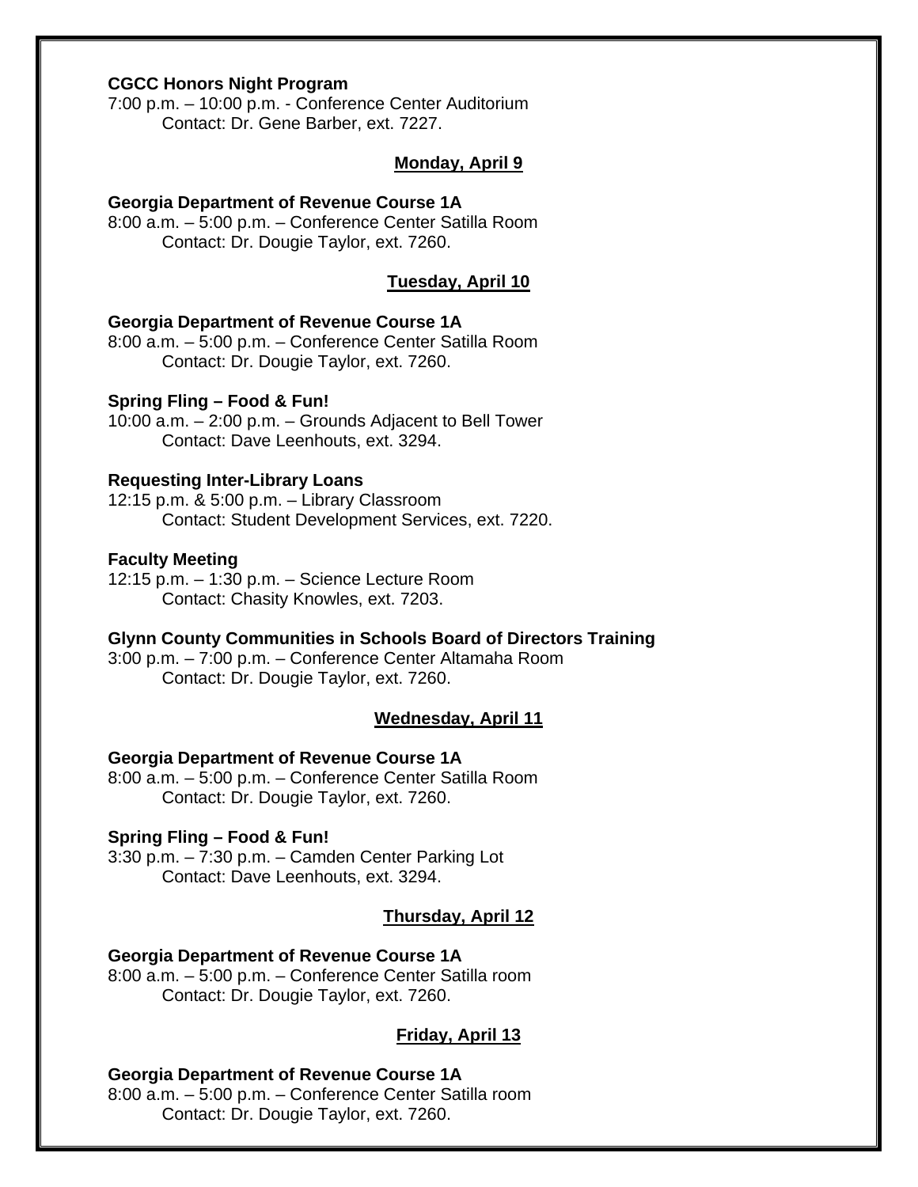**CGCC Honors Night Program**
7:00 p.m. – 10:00 p.m. - Conference Center Auditorium
Contact: Dr. Gene Barber, ext. 7227.

### Monday, April 9

**Georgia Department of Revenue Course 1A**
8:00 a.m. – 5:00 p.m. – Conference Center Satilla Room
Contact: Dr. Dougie Taylor, ext. 7260.

### Tuesday, April 10

**Georgia Department of Revenue Course 1A**
8:00 a.m. – 5:00 p.m. – Conference Center Satilla Room
Contact: Dr. Dougie Taylor, ext. 7260.

**Spring Fling – Food & Fun!**
10:00 a.m. – 2:00 p.m. – Grounds Adjacent to Bell Tower
Contact: Dave Leenhouts, ext. 3294.

**Requesting Inter-Library Loans**
12:15 p.m. & 5:00 p.m. – Library Classroom
Contact: Student Development Services, ext. 7220.

**Faculty Meeting**
12:15 p.m. – 1:30 p.m. – Science Lecture Room
Contact: Chasity Knowles, ext. 7203.

**Glynn County Communities in Schools Board of Directors Training**
3:00 p.m. – 7:00 p.m. – Conference Center Altamaha Room
Contact: Dr. Dougie Taylor, ext. 7260.

### Wednesday, April 11

**Georgia Department of Revenue Course 1A**
8:00 a.m. – 5:00 p.m. – Conference Center Satilla Room
Contact: Dr. Dougie Taylor, ext. 7260.

**Spring Fling – Food & Fun!**
3:30 p.m. – 7:30 p.m. – Camden Center Parking Lot
Contact: Dave Leenhouts, ext. 3294.

### Thursday, April 12

**Georgia Department of Revenue Course 1A**
8:00 a.m. – 5:00 p.m. – Conference Center Satilla room
Contact: Dr. Dougie Taylor, ext. 7260.

### Friday, April 13

**Georgia Department of Revenue Course 1A**
8:00 a.m. – 5:00 p.m. – Conference Center Satilla room
Contact: Dr. Dougie Taylor, ext. 7260.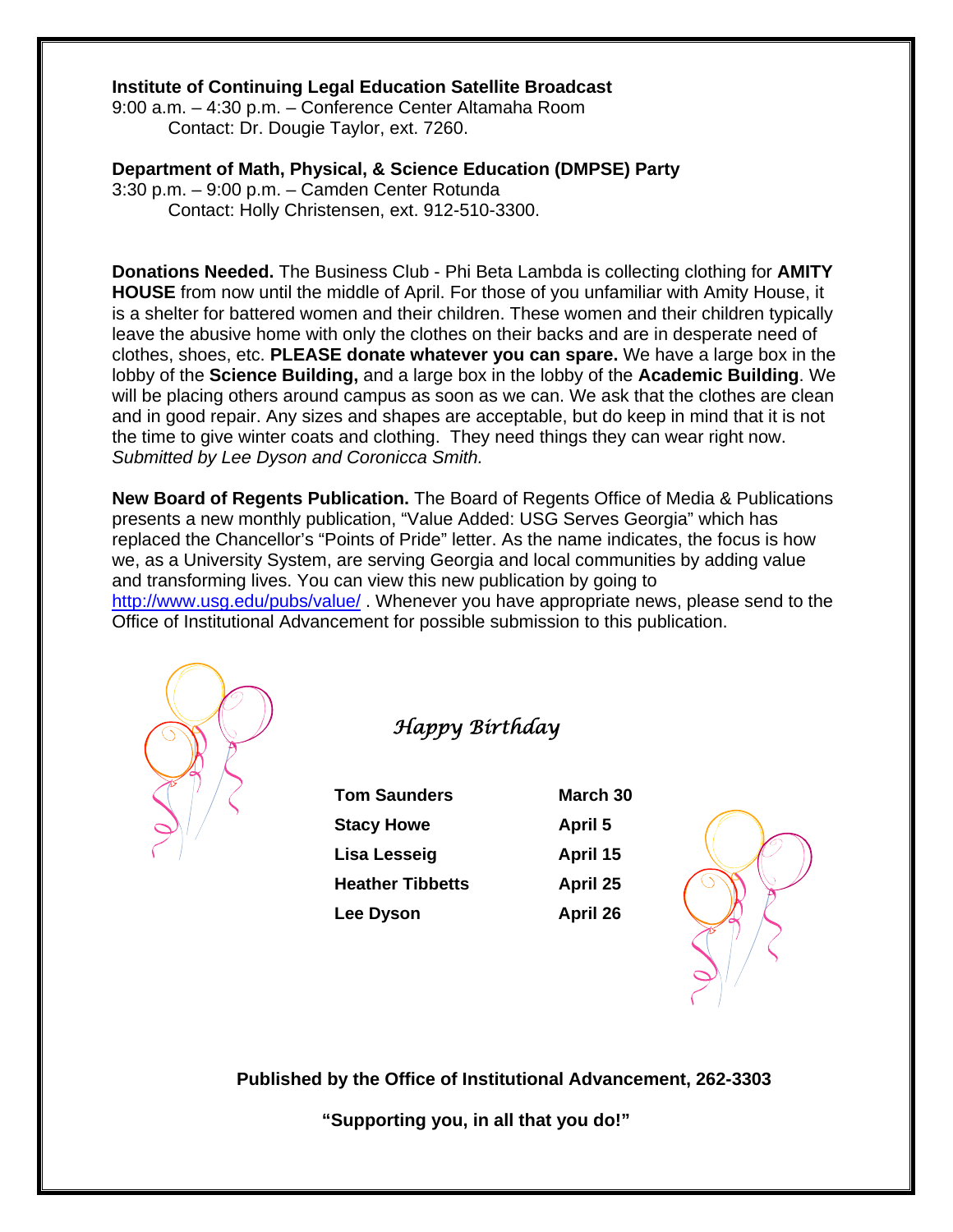**Institute of Continuing Legal Education Satellite Broadcast**
9:00 a.m. – 4:30 p.m. – Conference Center Altamaha Room
Contact: Dr. Dougie Taylor, ext. 7260.

**Department of Math, Physical, & Science Education (DMPSE) Party**
3:30 p.m. – 9:00 p.m. – Camden Center Rotunda
Contact: Holly Christensen, ext. 912-510-3300.

**Donations Needed.** The Business Club - Phi Beta Lambda is collecting clothing for **AMITY HOUSE** from now until the middle of April. For those of you unfamiliar with Amity House, it is a shelter for battered women and their children. These women and their children typically leave the abusive home with only the clothes on their backs and are in desperate need of clothes, shoes, etc. **PLEASE donate whatever you can spare.** We have a large box in the lobby of the **Science Building,** and a large box in the lobby of the **Academic Building**. We will be placing others around campus as soon as we can. We ask that the clothes are clean and in good repair. Any sizes and shapes are acceptable, but do keep in mind that it is not the time to give winter coats and clothing. They need things they can wear right now. *Submitted by Lee Dyson and Coronicca Smith.*

**New Board of Regents Publication.** The Board of Regents Office of Media & Publications presents a new monthly publication, "Value Added: USG Serves Georgia" which has replaced the Chancellor's "Points of Pride" letter. As the name indicates, the focus is how we, as a University System, are serving Georgia and local communities by adding value and transforming lives. You can view this new publication by going to http://www.usg.edu/pubs/value/ . Whenever you have appropriate news, please send to the Office of Institutional Advancement for possible submission to this publication.

*Happy Birthday*

| | |
|---|---|
| **Tom Saunders** | **March 30** |
| **Stacy Howe** | **April 5** |
| **Lisa Lesseig** | **April 15** |
| **Heather Tibbetts** | **April 25** |
| **Lee Dyson** | **April 26** |

**Published by the Office of Institutional Advancement, 262-3303**

**"Supporting you, in all that you do!"**